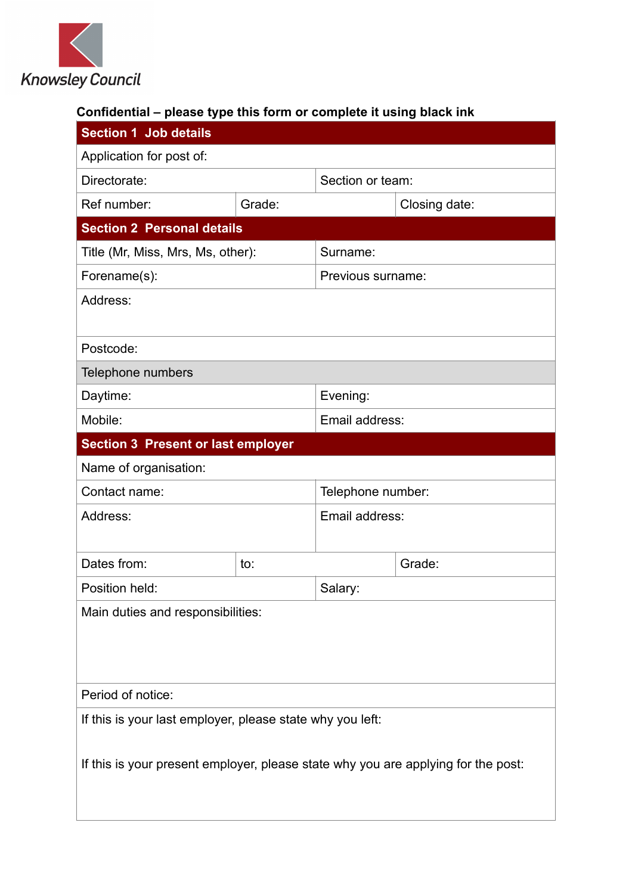Knowsley Council

**Confidential – please type this form or complete it using black ink**

| **Section 1 Job details** | | |
|---|---|---|
| Application for post of: | | |
| Directorate: | Section or team: | |
| Ref number: | Grade: | Closing date: |

| **Section 2 Personal details** | |
|---|---|
| Title (Mr, Miss, Mrs, Ms, other): | Surname: |
| Forename(s): | Previous surname: |
| Address: | |
| Postcode: | |
| Telephone numbers | |
| Daytime: | Evening: |
| Mobile: | Email address: |

| **Section 3 Present or last employer** | | |
|---|---|---|
| Name of organisation: | | |
| Contact name: | Telephone number: | |
| Address: | Email address: | |
| Dates from: | to: | Grade: |
| Position held: | Salary: | |
| Main duties and responsibilities: | | |
| Period of notice: | | |
| If this is your last employer, please state why you left: | | |
| If this is your present employer, please state why you are applying for the post: | | |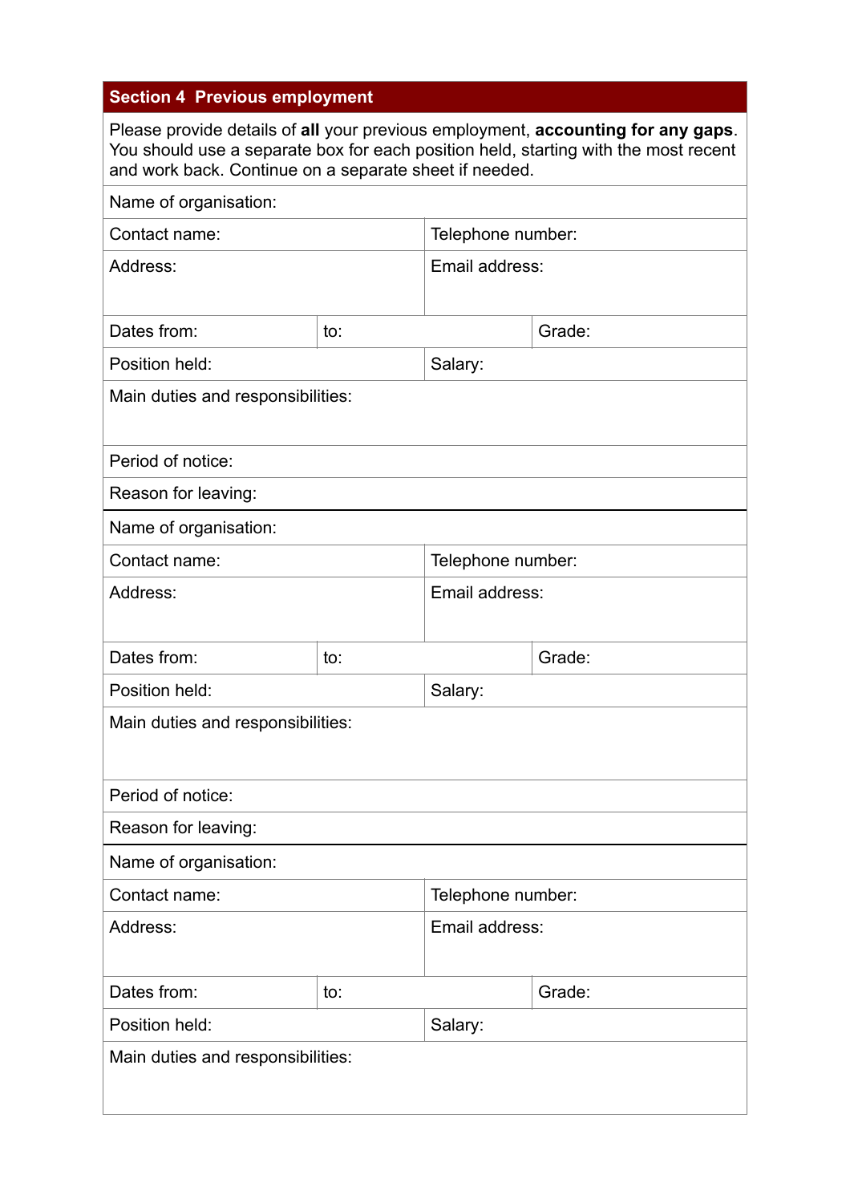## Section 4 Previous employment

Please provide details of **all** your previous employment, **accounting for any gaps**. You should use a separate box for each position held, starting with the most recent and work back. Continue on a separate sheet if needed.

| Name of organisation: | | |
|---|---|---|
| Contact name: | Telephone number: | |
| Address: | Email address: | |
| Dates from: | to: | Grade: |
| Position held: | Salary: | |
| Main duties and responsibilities: | | |
| Period of notice: | | |
| Reason for leaving: | | |

| Name of organisation: | | |
|---|---|---|
| Contact name: | Telephone number: | |
| Address: | Email address: | |
| Dates from: | to: | Grade: |
| Position held: | Salary: | |
| Main duties and responsibilities: | | |
| Period of notice: | | |
| Reason for leaving: | | |

| Name of organisation: | | |
|---|---|---|
| Contact name: | Telephone number: | |
| Address: | Email address: | |
| Dates from: | to: | Grade: |
| Position held: | Salary: | |
| Main duties and responsibilities: | | |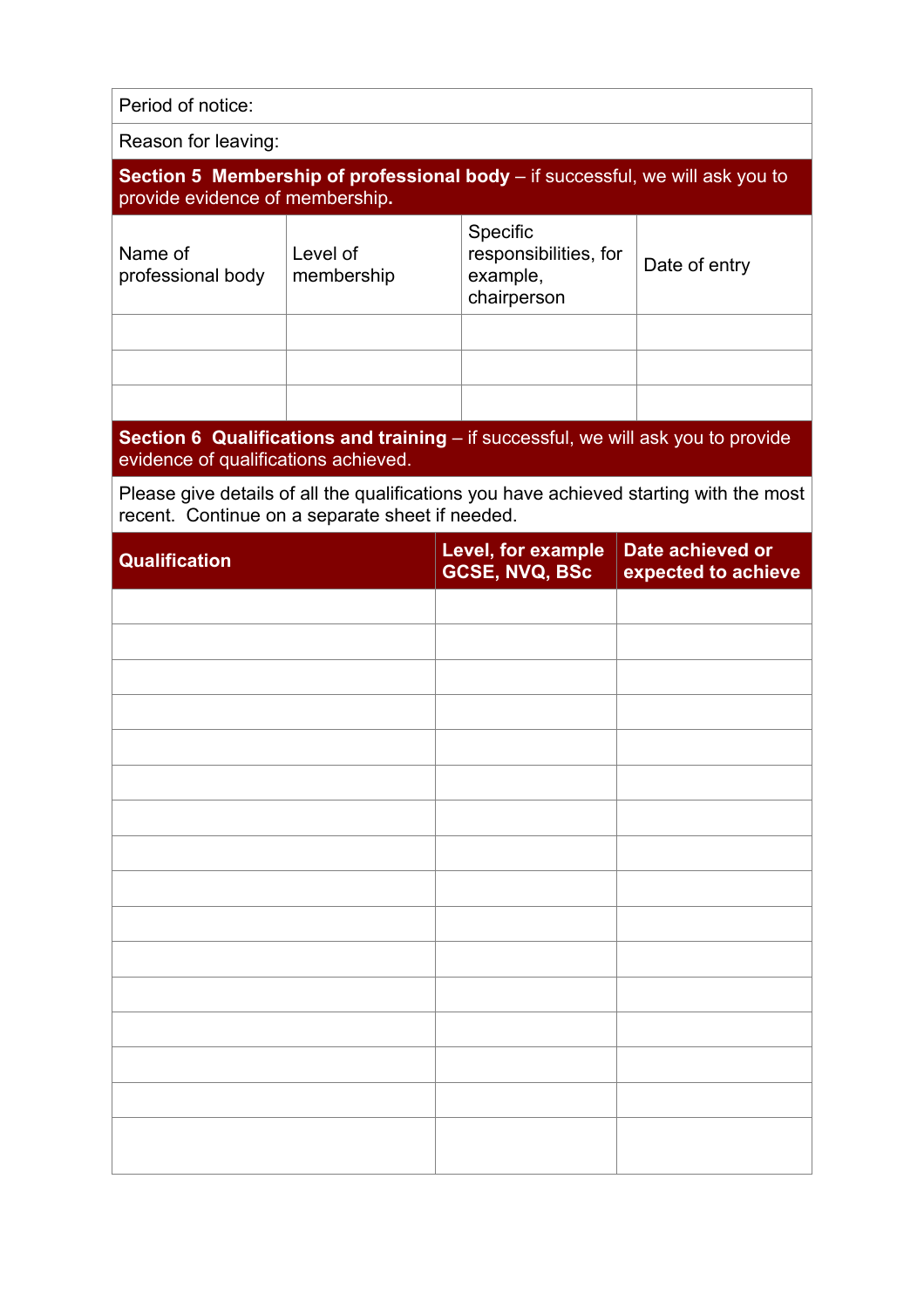Period of notice:

Reason for leaving:

**Section 5 Membership of professional body** – if successful, we will ask you to provide evidence of membership**.**

| Name of professional body | Level of membership | Specific responsibilities, for example, chairperson | Date of entry |
|---|---|---|---|
| | | | |
| | | | |
| | | | |

**Section 6 Qualifications and training** – if successful, we will ask you to provide evidence of qualifications achieved.

Please give details of all the qualifications you have achieved starting with the most recent. Continue on a separate sheet if needed.

| Qualification | Level, for example GCSE, NVQ, BSc | Date achieved or expected to achieve |
|---|---|---|
| | | |
| | | |
| | | |
| | | |
| | | |
| | | |
| | | |
| | | |
| | | |
| | | |
| | | |
| | | |
| | | |
| | | |
| | | |
| | | |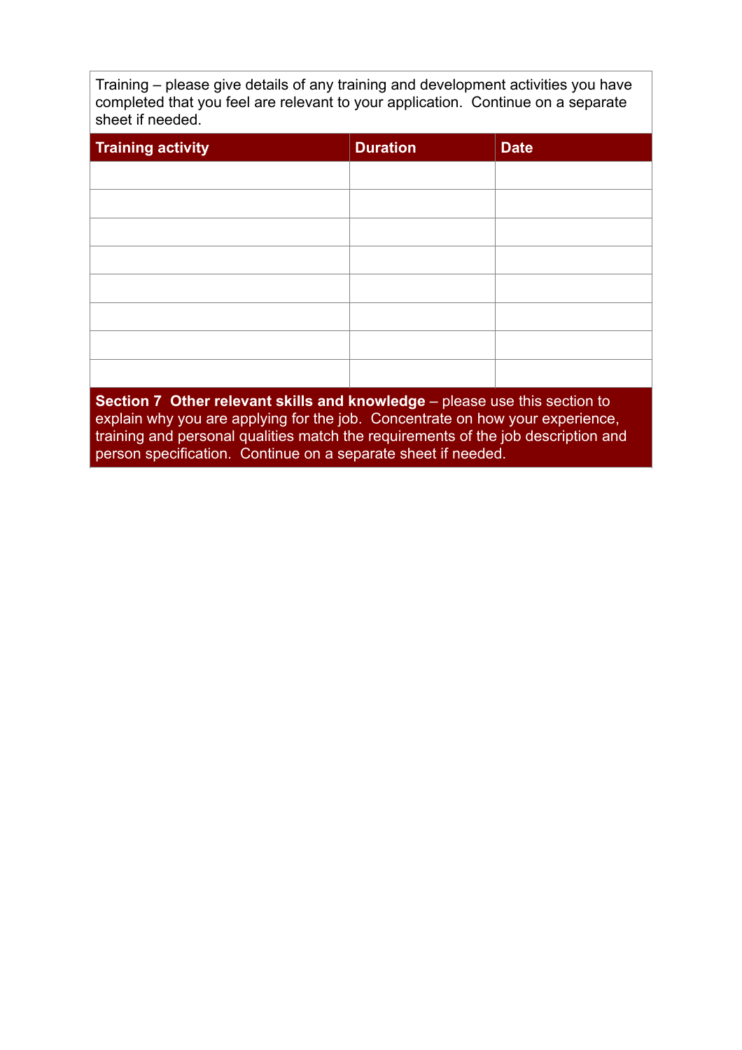Training – please give details of any training and development activities you have completed that you feel are relevant to your application. Continue on a separate sheet if needed.

| Training activity | Duration | Date |
|---|---|---|
| | | |
| | | |
| | | |
| | | |
| | | |
| | | |
| | | |
| | | |

**Section 7 Other relevant skills and knowledge** – please use this section to explain why you are applying for the job. Concentrate on how your experience, training and personal qualities match the requirements of the job description and person specification. Continue on a separate sheet if needed.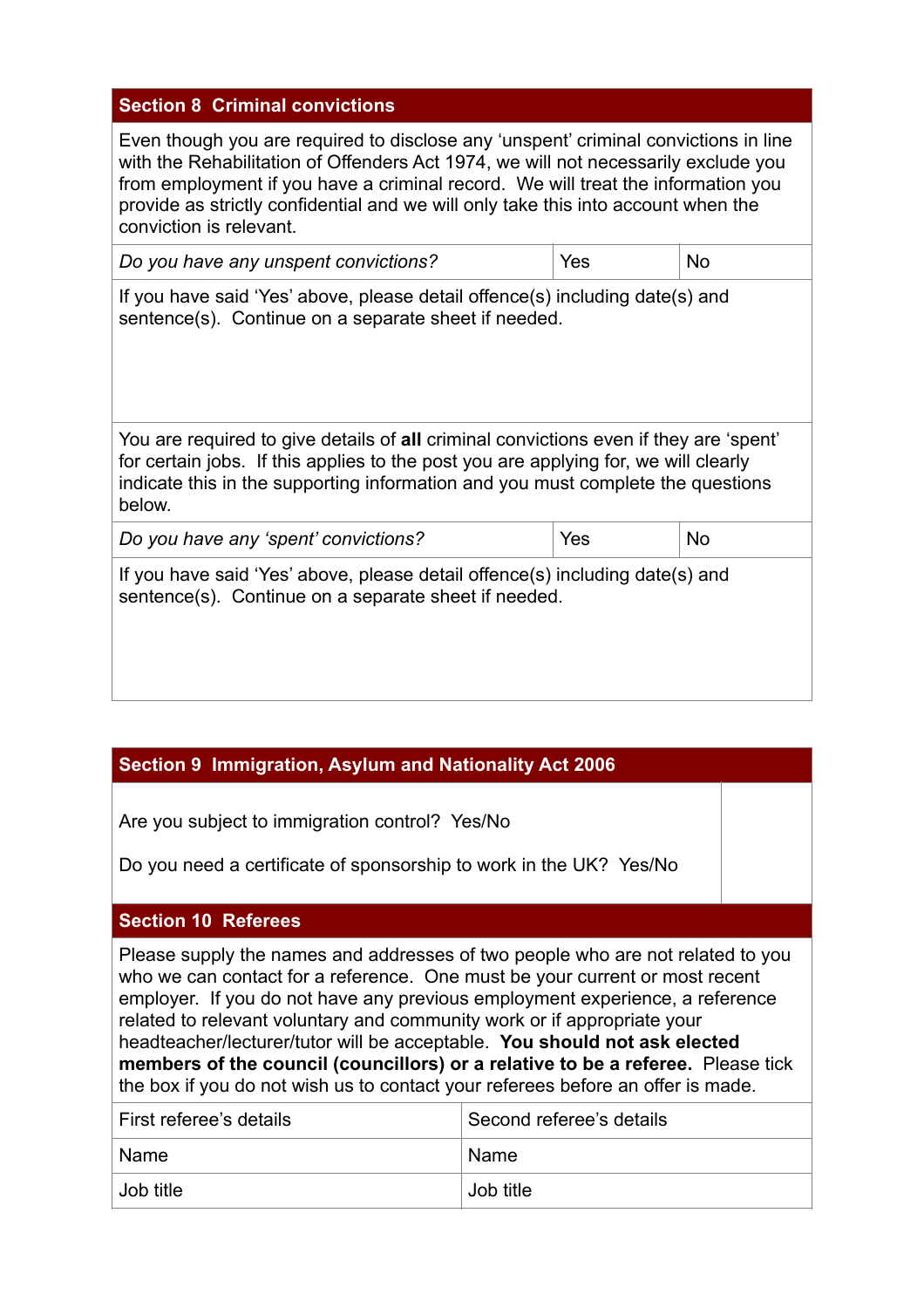## Section 8 Criminal convictions

Even though you are required to disclose any 'unspent' criminal convictions in line with the Rehabilitation of Offenders Act 1974, we will not necessarily exclude you from employment if you have a criminal record. We will treat the information you provide as strictly confidential and we will only take this into account when the conviction is relevant.

| *Do you have any unspent convictions?* | Yes | No |
|---|---|---|

If you have said 'Yes' above, please detail offence(s) including date(s) and sentence(s). Continue on a separate sheet if needed.

You are required to give details of **all** criminal convictions even if they are 'spent' for certain jobs. If this applies to the post you are applying for, we will clearly indicate this in the supporting information and you must complete the questions below.

| *Do you have any 'spent' convictions?* | Yes | No |
|---|---|---|

If you have said 'Yes' above, please detail offence(s) including date(s) and sentence(s). Continue on a separate sheet if needed.

## Section 9 Immigration, Asylum and Nationality Act 2006

Are you subject to immigration control? Yes/No

Do you need a certificate of sponsorship to work in the UK? Yes/No

## Section 10 Referees

Please supply the names and addresses of two people who are not related to you who we can contact for a reference. One must be your current or most recent employer. If you do not have any previous employment experience, a reference related to relevant voluntary and community work or if appropriate your headteacher/lecturer/tutor will be acceptable. **You should not ask elected members of the council (councillors) or a relative to be a referee.** Please tick the box if you do not wish us to contact your referees before an offer is made.

| First referee's details | Second referee's details |
|---|---|
| Name | Name |
| Job title | Job title |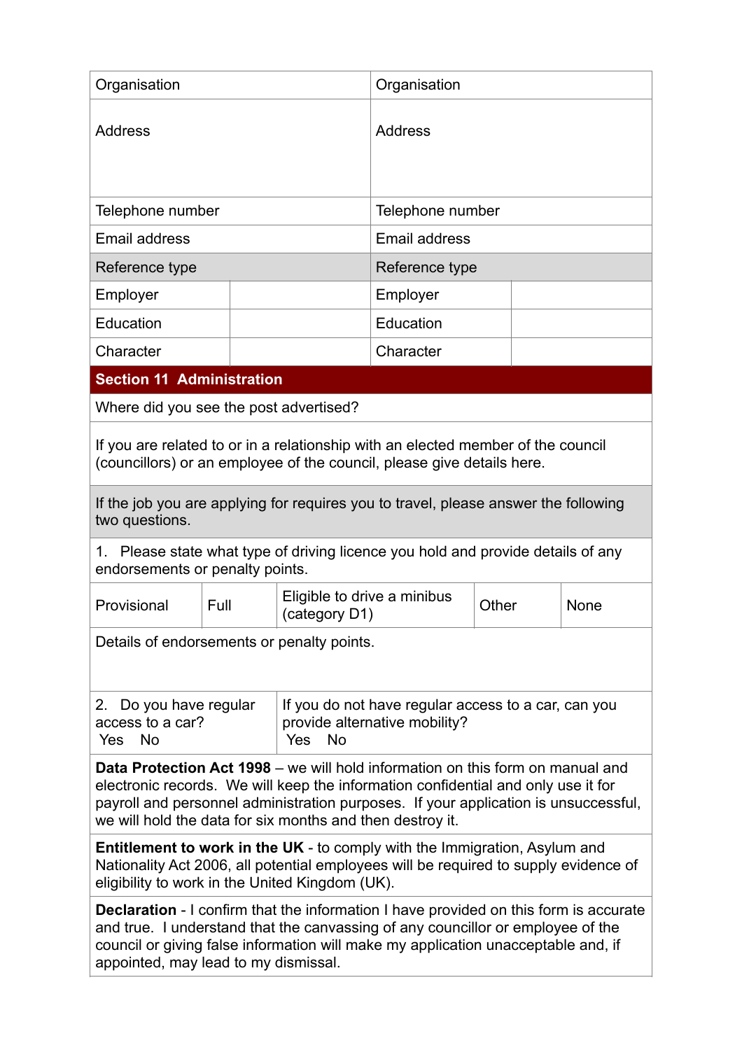| Organisation | | Organisation | |
|---|---|---|---|
| Address | | Address | |
| Telephone number | | Telephone number | |
| Email address | | Email address | |
| Reference type | | Reference type | |
| Employer | | Employer | |
| Education | | Education | |
| Character | | Character | |

## Section 11 Administration

Where did you see the post advertised?

If you are related to or in a relationship with an elected member of the council (councillors) or an employee of the council, please give details here.

If the job you are applying for requires you to travel, please answer the following two questions.

1. Please state what type of driving licence you hold and provide details of any endorsements or penalty points.

| Provisional | Full | Eligible to drive a minibus (category D1) | Other | None |
|---|---|---|---|---|

Details of endorsements or penalty points.

| 2. Do you have regular access to a car? Yes No | If you do not have regular access to a car, can you provide alternative mobility? Yes No |
|---|---|

**Data Protection Act 1998** – we will hold information on this form on manual and electronic records. We will keep the information confidential and only use it for payroll and personnel administration purposes. If your application is unsuccessful, we will hold the data for six months and then destroy it.

**Entitlement to work in the UK** - to comply with the Immigration, Asylum and Nationality Act 2006, all potential employees will be required to supply evidence of eligibility to work in the United Kingdom (UK).

**Declaration** - I confirm that the information I have provided on this form is accurate and true. I understand that the canvassing of any councillor or employee of the council or giving false information will make my application unacceptable and, if appointed, may lead to my dismissal.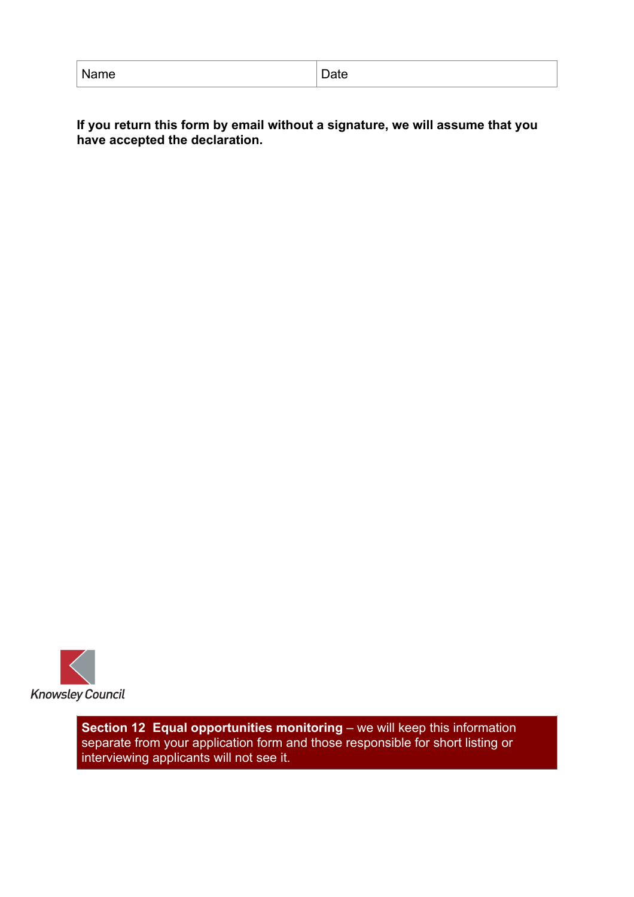| Name | Date |
| --- | --- |

**If you return this form by email without a signature, we will assume that you have accepted the declaration.**

Knowsley Council

**Section 12 Equal opportunities monitoring** – we will keep this information separate from your application form and those responsible for short listing or interviewing applicants will not see it.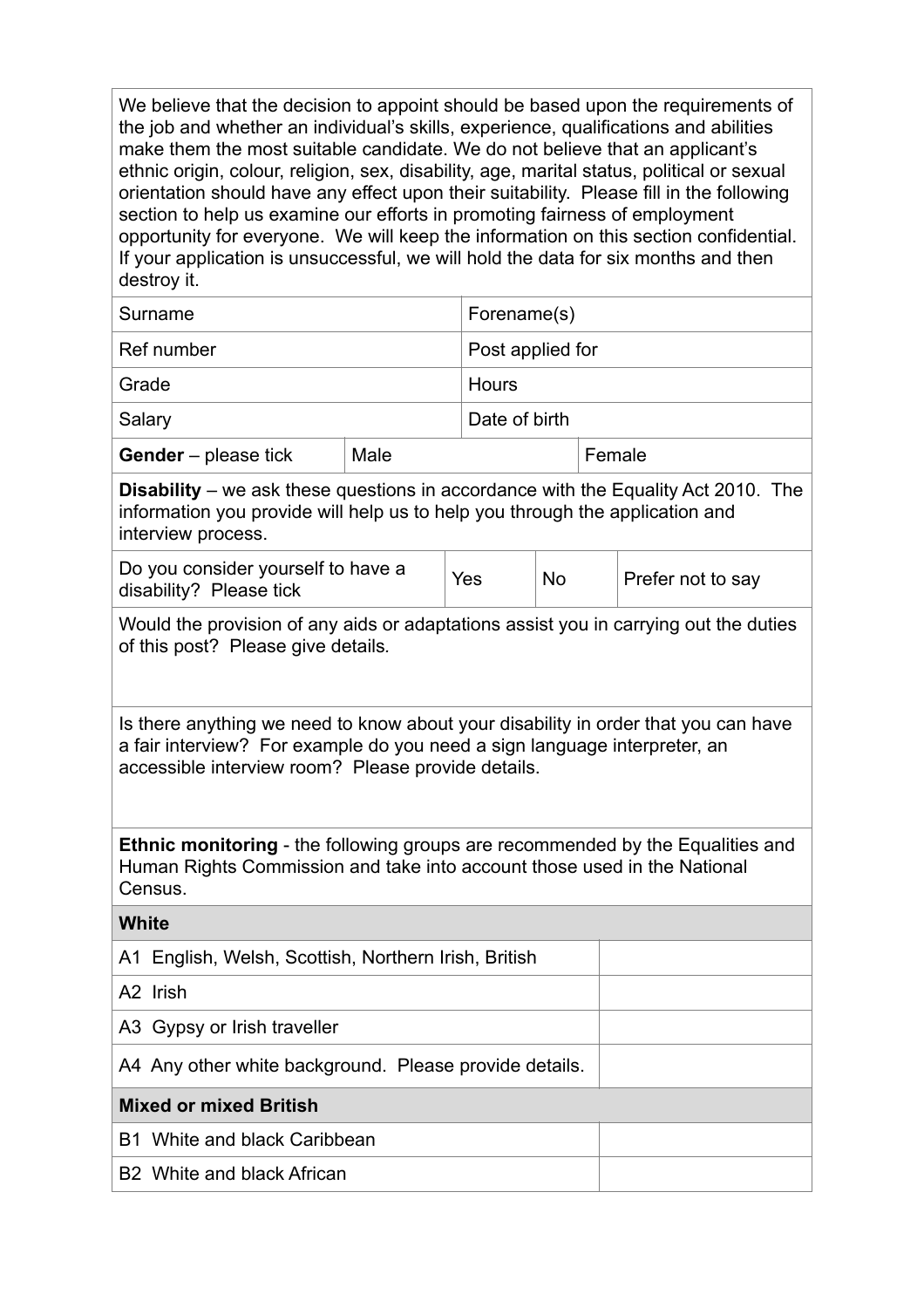We believe that the decision to appoint should be based upon the requirements of the job and whether an individual's skills, experience, qualifications and abilities make them the most suitable candidate. We do not believe that an applicant's ethnic origin, colour, religion, sex, disability, age, marital status, political or sexual orientation should have any effect upon their suitability. Please fill in the following section to help us examine our efforts in promoting fairness of employment opportunity for everyone. We will keep the information on this section confidential. If your application is unsuccessful, we will hold the data for six months and then destroy it.

| | |
|---|---|
| Surname | Forename(s) |
| Ref number | Post applied for |
| Grade | Hours |
| Salary | Date of birth |

| | | |
|---|---|---|
| **Gender** – please tick | Male | Female |

**Disability** – we ask these questions in accordance with the Equality Act 2010. The information you provide will help us to help you through the application and interview process.

| | | | |
|---|---|---|---|
| Do you consider yourself to have a disability? Please tick | Yes | No | Prefer not to say |

Would the provision of any aids or adaptations assist you in carrying out the duties of this post? Please give details.

Is there anything we need to know about your disability in order that you can have a fair interview? For example do you need a sign language interpreter, an accessible interview room? Please provide details.

**Ethnic monitoring** - the following groups are recommended by the Equalities and Human Rights Commission and take into account those used in the National Census.

| | |
|---|---|
| **White** | |
| A1 English, Welsh, Scottish, Northern Irish, British | |
| A2 Irish | |
| A3 Gypsy or Irish traveller | |
| A4 Any other white background. Please provide details. | |
| **Mixed or mixed British** | |
| B1 White and black Caribbean | |
| B2 White and black African | |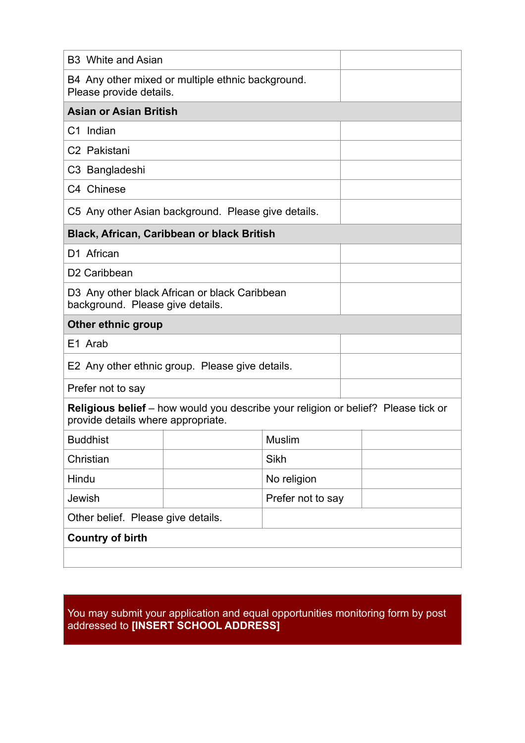| | |
|---|---|
| B3 White and Asian | |
| B4 Any other mixed or multiple ethnic background. Please provide details. | |
| **Asian or Asian British** | |
| C1 Indian | |
| C2 Pakistani | |
| C3 Bangladeshi | |
| C4 Chinese | |
| C5 Any other Asian background. Please give details. | |
| **Black, African, Caribbean or black British** | |
| D1 African | |
| D2 Caribbean | |
| D3 Any other black African or black Caribbean background. Please give details. | |
| **Other ethnic group** | |
| E1 Arab | |
| E2 Any other ethnic group. Please give details. | |
| Prefer not to say | |

**Religious belief** – how would you describe your religion or belief? Please tick or provide details where appropriate.

| | | | |
|---|---|---|---|
| Buddhist | | Muslim | |
| Christian | | Sikh | |
| Hindu | | No religion | |
| Jewish | | Prefer not to say | |
| Other belief. Please give details. | | | |

**Country of birth**

| |
|---|
| |

You may submit your application and equal opportunities monitoring form by post addressed to **[INSERT SCHOOL ADDRESS]**